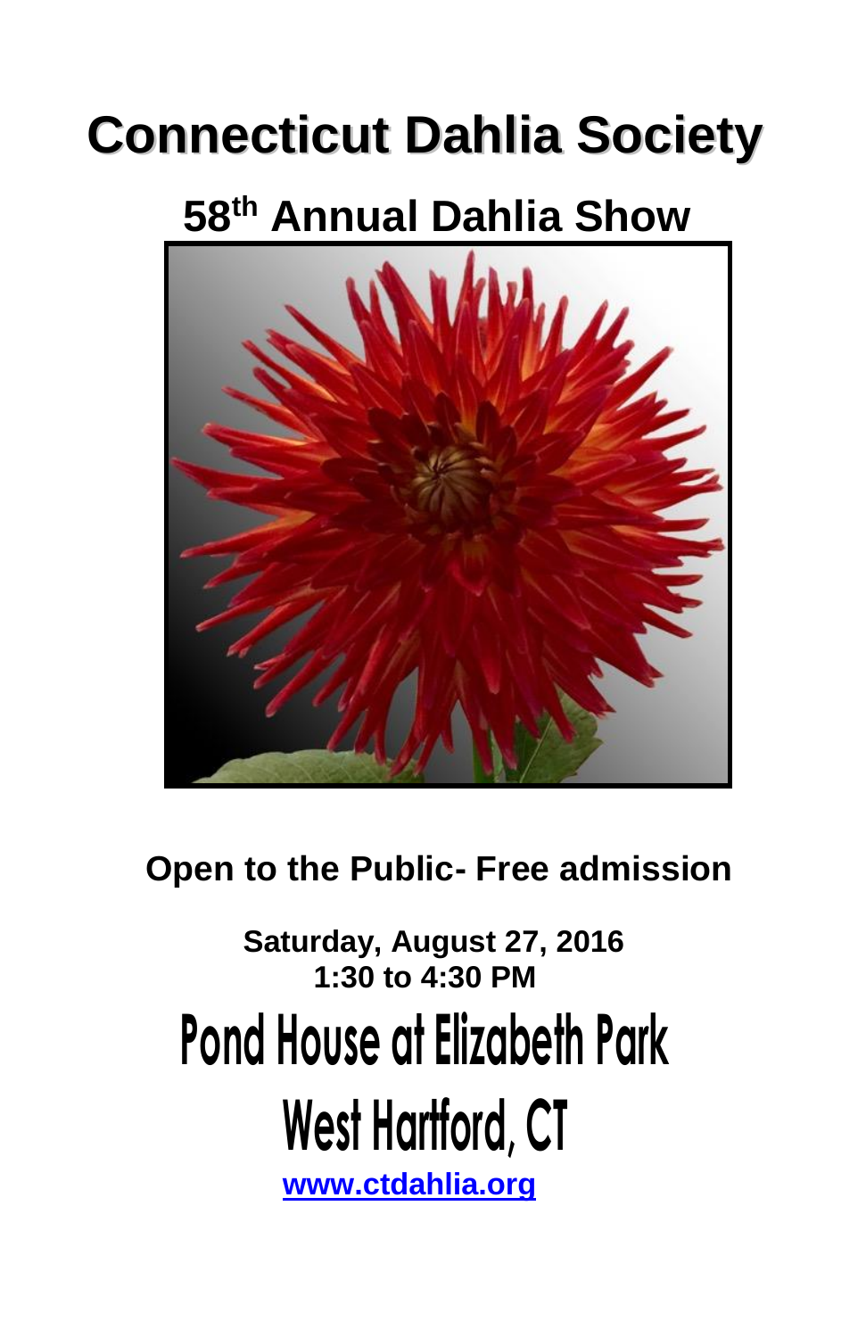# Connecticut Dahlia Society

## 58th Annual Dahlia Show

**Open to the Public- Free admission**

**Saturday, August 27, 2016**
**1:30 to 4:30 PM**

# Pond House at Elizabeth Park

# West Hartford, CT

**www.ctdahlia.org**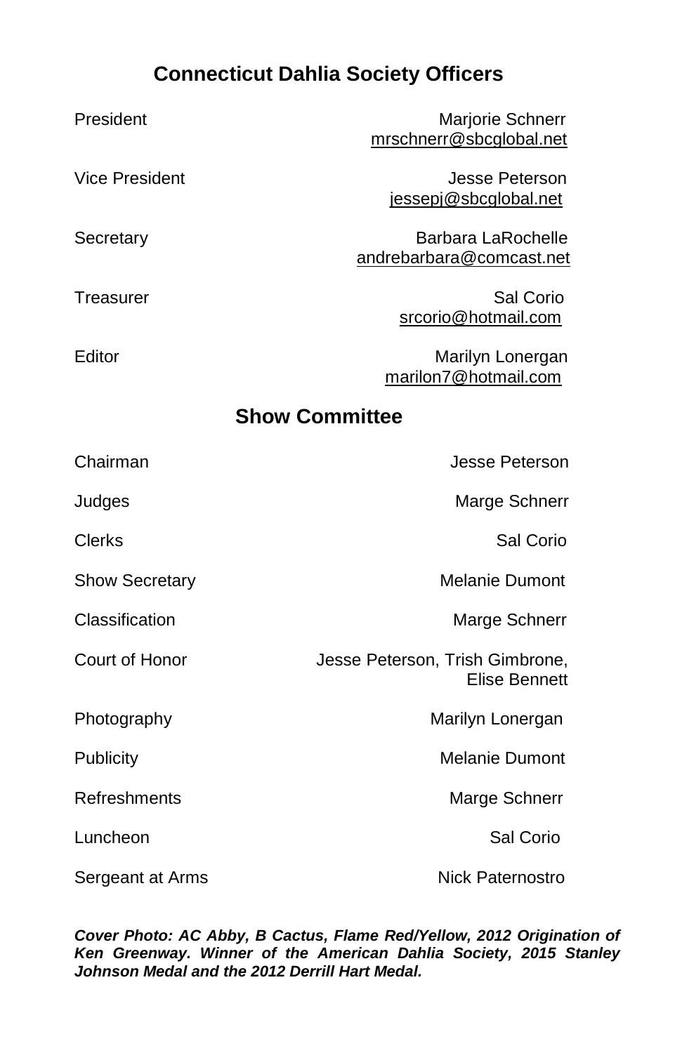## Connecticut Dahlia Society Officers

| | |
|---|---|
| President | Marjorie Schnerr<br>mrschnerr@sbcglobal.net |
| Vice President | Jesse Peterson<br>jessepj@sbcglobal.net |
| Secretary | Barbara LaRochelle<br>andrebarbara@comcast.net |
| Treasurer | Sal Corio<br>srcorio@hotmail.com |
| Editor | Marilyn Lonergan<br>marilon7@hotmail.com |

## Show Committee

| | |
|---|---|
| Chairman | Jesse Peterson |
| Judges | Marge Schnerr |
| Clerks | Sal Corio |
| Show Secretary | Melanie Dumont |
| Classification | Marge Schnerr |
| Court of Honor | Jesse Peterson, Trish Gimbrone, Elise Bennett |
| Photography | Marilyn Lonergan |
| Publicity | Melanie Dumont |
| Refreshments | Marge Schnerr |
| Luncheon | Sal Corio |
| Sergeant at Arms | Nick Paternostro |

***Cover Photo: AC Abby, B Cactus, Flame Red/Yellow, 2012 Origination of Ken Greenway. Winner of the American Dahlia Society, 2015 Stanley Johnson Medal and the 2012 Derrill Hart Medal.***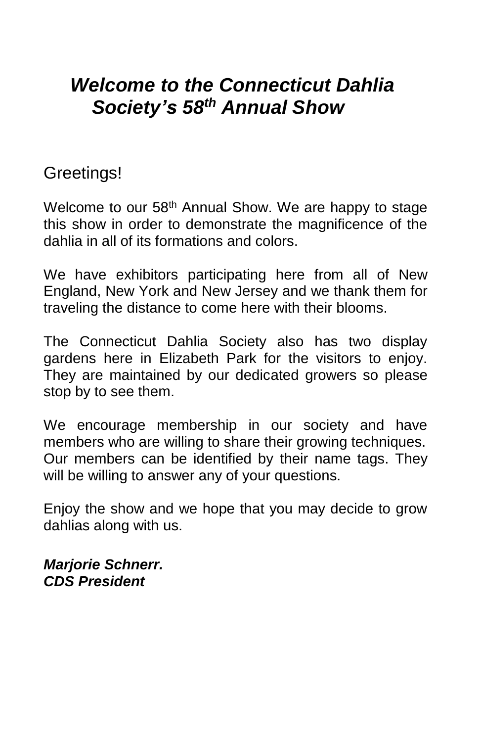# *Welcome to the Connecticut Dahlia Society's 58th Annual Show*

Greetings!

Welcome to our 58th Annual Show. We are happy to stage this show in order to demonstrate the magnificence of the dahlia in all of its formations and colors.

We have exhibitors participating here from all of New England, New York and New Jersey and we thank them for traveling the distance to come here with their blooms.

The Connecticut Dahlia Society also has two display gardens here in Elizabeth Park for the visitors to enjoy. They are maintained by our dedicated growers so please stop by to see them.

We encourage membership in our society and have members who are willing to share their growing techniques. Our members can be identified by their name tags. They will be willing to answer any of your questions.

Enjoy the show and we hope that you may decide to grow dahlias along with us.

***Marjorie Schnerr.***  
***CDS President***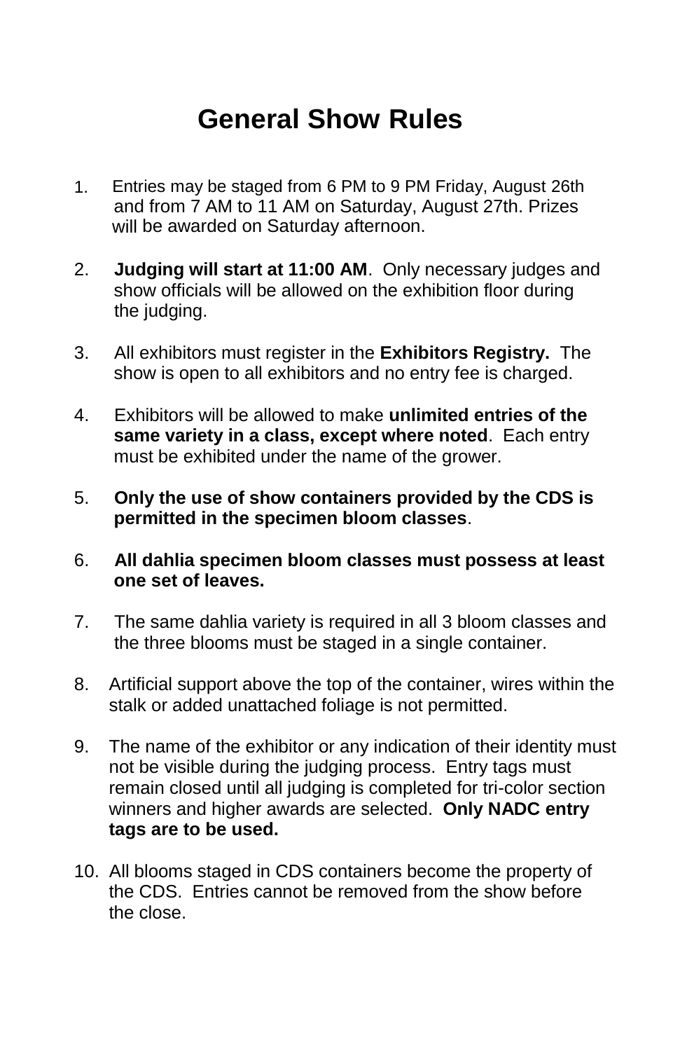# General Show Rules

1. Entries may be staged from 6 PM to 9 PM Friday, August 26th and from 7 AM to 11 AM on Saturday, August 27th. Prizes will be awarded on Saturday afternoon.

2. **Judging will start at 11:00 AM**. Only necessary judges and show officials will be allowed on the exhibition floor during the judging.

3. All exhibitors must register in the **Exhibitors Registry.** The show is open to all exhibitors and no entry fee is charged.

4. Exhibitors will be allowed to make **unlimited entries of the same variety in a class, except where noted**. Each entry must be exhibited under the name of the grower.

5. **Only the use of show containers provided by the CDS is permitted in the specimen bloom classes**.

6. **All dahlia specimen bloom classes must possess at least one set of leaves.**

7. The same dahlia variety is required in all 3 bloom classes and the three blooms must be staged in a single container.

8. Artificial support above the top of the container, wires within the stalk or added unattached foliage is not permitted.

9. The name of the exhibitor or any indication of their identity must not be visible during the judging process. Entry tags must remain closed until all judging is completed for tri-color section winners and higher awards are selected. **Only NADC entry tags are to be used.**

10. All blooms staged in CDS containers become the property of the CDS. Entries cannot be removed from the show before the close.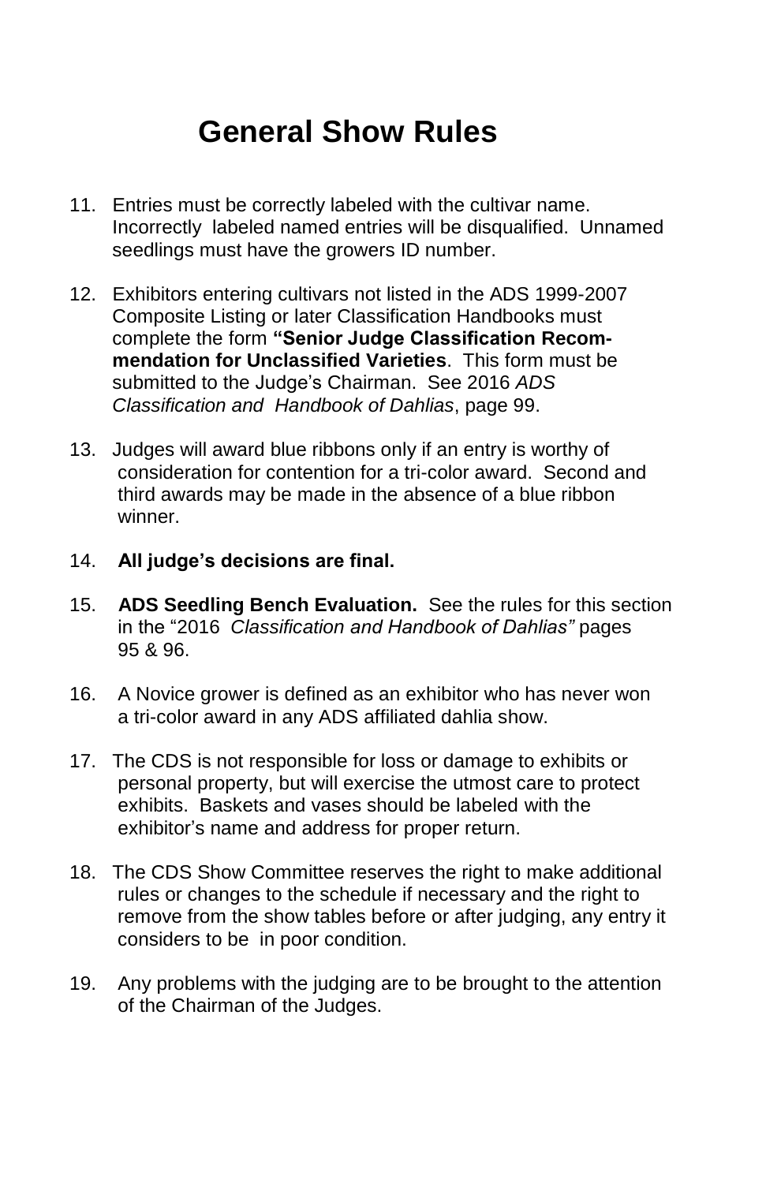# General Show Rules

11. Entries must be correctly labeled with the cultivar name. Incorrectly labeled named entries will be disqualified. Unnamed seedlings must have the growers ID number.

12. Exhibitors entering cultivars not listed in the ADS 1999-2007 Composite Listing or later Classification Handbooks must complete the form **"Senior Judge Classification Recommendation for Unclassified Varieties**. This form must be submitted to the Judge's Chairman. See 2016 *ADS Classification and Handbook of Dahlias*, page 99.

13. Judges will award blue ribbons only if an entry is worthy of consideration for contention for a tri-color award. Second and third awards may be made in the absence of a blue ribbon winner.

14. **All judge's decisions are final.**

15. **ADS Seedling Bench Evaluation.** See the rules for this section in the "2016 *Classification and Handbook of Dahlias"* pages 95 & 96.

16. A Novice grower is defined as an exhibitor who has never won a tri-color award in any ADS affiliated dahlia show.

17. The CDS is not responsible for loss or damage to exhibits or personal property, but will exercise the utmost care to protect exhibits. Baskets and vases should be labeled with the exhibitor's name and address for proper return.

18. The CDS Show Committee reserves the right to make additional rules or changes to the schedule if necessary and the right to remove from the show tables before or after judging, any entry it considers to be in poor condition.

19. Any problems with the judging are to be brought to the attention of the Chairman of the Judges.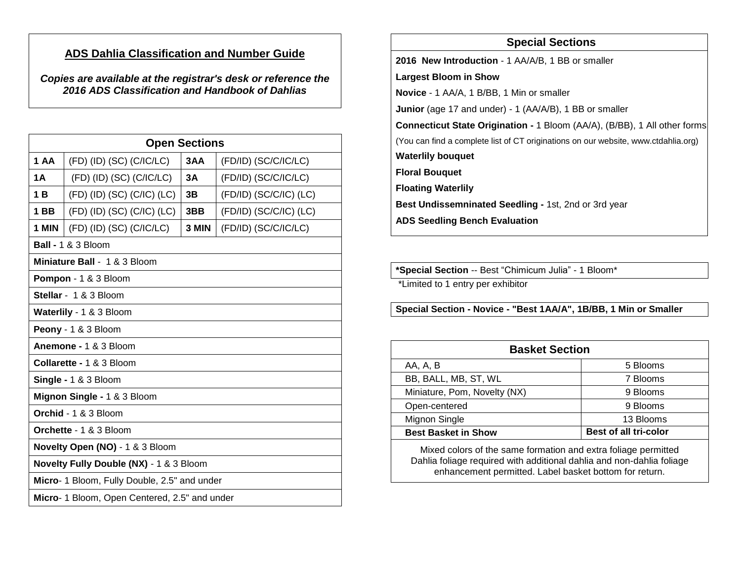## ADS Dahlia Classification and Number Guide

***Copies are available at the registrar's desk or reference the 2016 ADS Classification and Handbook of Dahlias***

| Open Sections | | | |
|---|---|---|---|
| **1 AA** | (FD) (ID) (SC) (C/IC/LC) | **3AA** | (FD/ID) (SC/C/IC/LC) |
| **1A** | (FD) (ID) (SC) (C/IC/LC) | **3A** | (FD/ID) (SC/C/IC/LC) |
| **1 B** | (FD) (ID) (SC) (C/IC) (LC) | **3B** | (FD/ID) (SC/C/IC) (LC) |
| **1 BB** | (FD) (ID) (SC) (C/IC) (LC) | **3BB** | (FD/ID) (SC/C/IC) (LC) |
| **1 MIN** | (FD) (ID) (SC) (C/IC/LC) | **3 MIN** | (FD/ID) (SC/C/IC/LC) |
| **Ball -** 1 & 3 Bloom | | | |
| **Miniature Ball** - 1 & 3 Bloom | | | |
| **Pompon** - 1 & 3 Bloom | | | |
| **Stellar** - 1 & 3 Bloom | | | |
| **Waterlily** - 1 & 3 Bloom | | | |
| **Peony** - 1 & 3 Bloom | | | |
| **Anemone -** 1 & 3 Bloom | | | |
| **Collarette -** 1 & 3 Bloom | | | |
| **Single -** 1 & 3 Bloom | | | |
| **Mignon Single -** 1 & 3 Bloom | | | |
| **Orchid** - 1 & 3 Bloom | | | |
| **Orchette** - 1 & 3 Bloom | | | |
| **Novelty Open (NO)** - 1 & 3 Bloom | | | |
| **Novelty Fully Double (NX)** - 1 & 3 Bloom | | | |
| **Micro**- 1 Bloom, Fully Double, 2.5" and under | | | |
| **Micro**- 1 Bloom, Open Centered, 2.5" and under | | | |

## Special Sections

**2016 New Introduction** - 1 AA/A/B, 1 BB or smaller

**Largest Bloom in Show**

**Novice** - 1 AA/A, 1 B/BB, 1 Min or smaller

**Junior** (age 17 and under) - 1 (AA/A/B), 1 BB or smaller

**Connecticut State Origination -** 1 Bloom (AA/A), (B/BB), 1 All other forms

(You can find a complete list of CT originations on our website, www.ctdahlia.org)

**Waterlily bouquet**

**Floral Bouquet**

**Floating Waterlily**

**Best Undissemninated Seedling -** 1st, 2nd or 3rd year

**ADS Seedling Bench Evaluation**

**\*Special Section** -- Best "Chimicum Julia" - 1 Bloom*

*Limited to 1 entry per exhibitor

**Special Section - Novice - "Best 1AA/A", 1B/BB, 1 Min or Smaller**

| Basket Section | |
|---|---|
| AA, A, B | 5 Blooms |
| BB, BALL, MB, ST, WL | 7 Blooms |
| Miniature, Pom, Novelty (NX) | 9 Blooms |
| Open-centered | 9 Blooms |
| Mignon Single | 13 Blooms |
| **Best Basket in Show** | **Best of all tri-color** |

Mixed colors of the same formation and extra foliage permitted
Dahlia foliage required with additional dahlia and non-dahlia foliage enhancement permitted. Label basket bottom for return.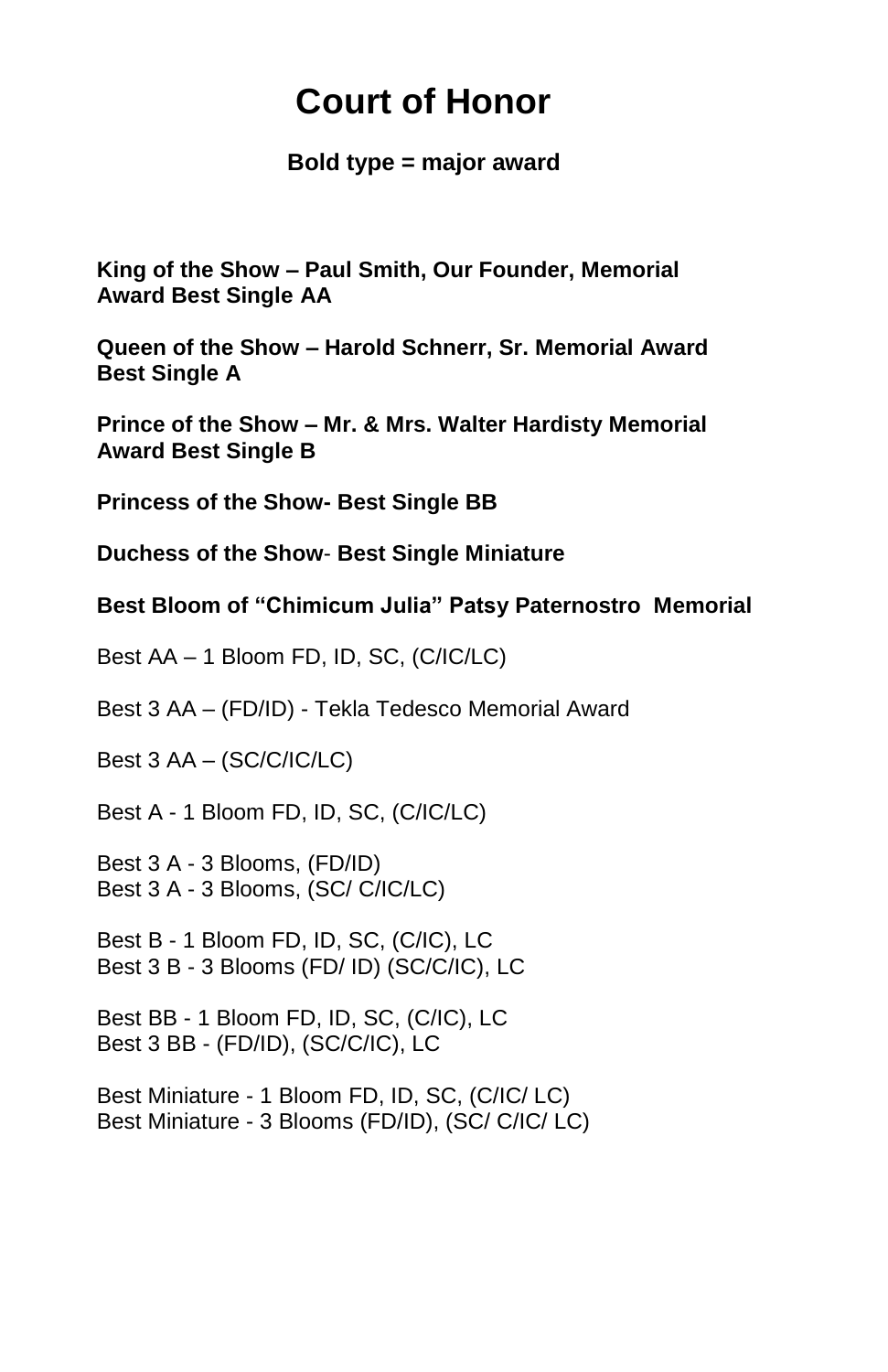# Court of Honor

**Bold type = major award**

**King of the Show – Paul Smith, Our Founder, Memorial Award Best Single AA**

**Queen of the Show – Harold Schnerr, Sr. Memorial Award Best Single A**

**Prince of the Show – Mr. & Mrs. Walter Hardisty Memorial Award Best Single B**

**Princess of the Show- Best Single BB**

**Duchess of the Show- Best Single Miniature**

**Best Bloom of "Chimicum Julia" Patsy Paternostro Memorial**

Best AA – 1 Bloom FD, ID, SC, (C/IC/LC)

Best 3 AA – (FD/ID) - Tekla Tedesco Memorial Award

Best 3 AA – (SC/C/IC/LC)

Best A - 1 Bloom FD, ID, SC, (C/IC/LC)

Best 3 A - 3 Blooms, (FD/ID)  
Best 3 A - 3 Blooms, (SC/ C/IC/LC)

Best B - 1 Bloom FD, ID, SC, (C/IC), LC  
Best 3 B - 3 Blooms (FD/ ID) (SC/C/IC), LC

Best BB - 1 Bloom FD, ID, SC, (C/IC), LC  
Best 3 BB - (FD/ID), (SC/C/IC), LC

Best Miniature - 1 Bloom FD, ID, SC, (C/IC/ LC)  
Best Miniature - 3 Blooms (FD/ID), (SC/ C/IC/ LC)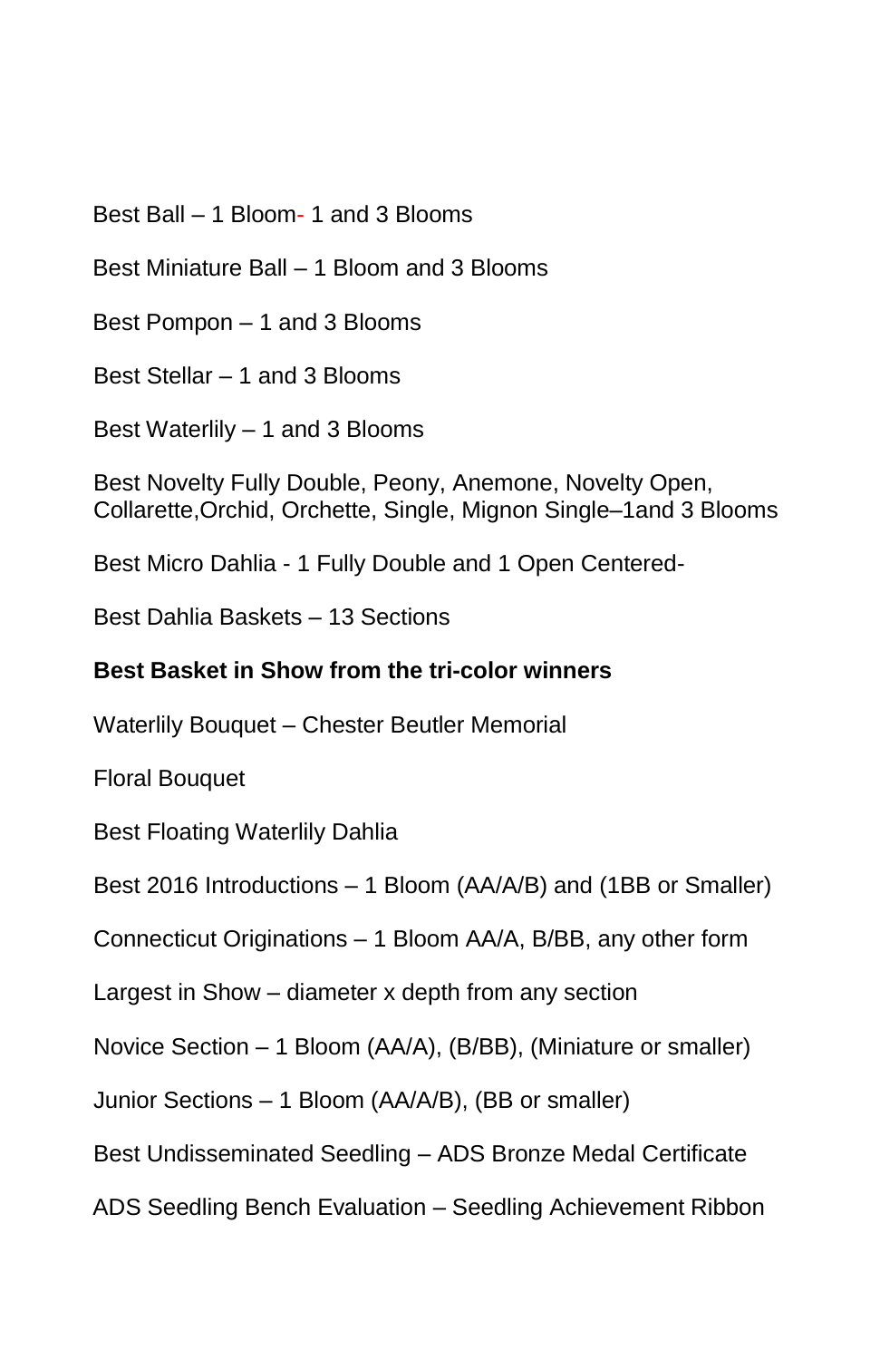Best Ball – 1 Bloom- 1 and 3 Blooms

Best Miniature Ball – 1 Bloom and 3 Blooms

Best Pompon – 1 and 3 Blooms

Best Stellar – 1 and 3 Blooms

Best Waterlily – 1 and 3 Blooms

Best Novelty Fully Double, Peony, Anemone, Novelty Open, Collarette,Orchid, Orchette, Single, Mignon Single–1and 3 Blooms

Best Micro Dahlia - 1 Fully Double and 1 Open Centered-

Best Dahlia Baskets – 13 Sections

**Best Basket in Show from the tri-color winners**

Waterlily Bouquet – Chester Beutler Memorial

Floral Bouquet

Best Floating Waterlily Dahlia

Best 2016 Introductions – 1 Bloom (AA/A/B) and (1BB or Smaller)

Connecticut Originations – 1 Bloom AA/A, B/BB, any other form

Largest in Show – diameter x depth from any section

Novice Section – 1 Bloom (AA/A), (B/BB), (Miniature or smaller)

Junior Sections – 1 Bloom (AA/A/B), (BB or smaller)

Best Undisseminated Seedling – ADS Bronze Medal Certificate

ADS Seedling Bench Evaluation – Seedling Achievement Ribbon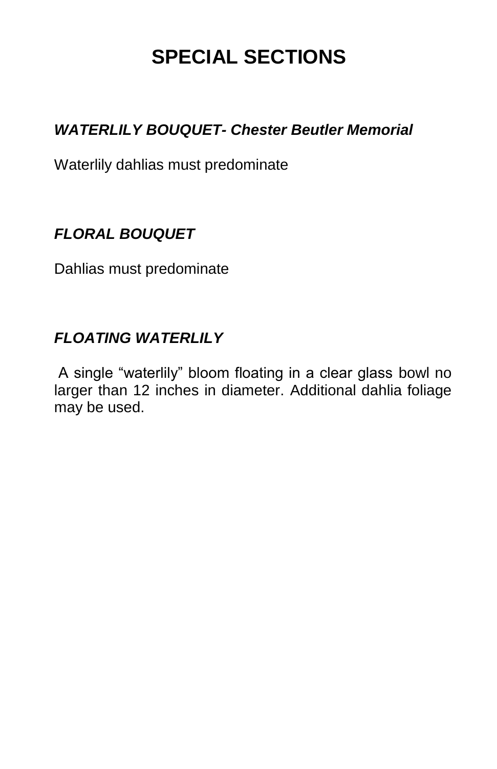# SPECIAL SECTIONS

### ***WATERLILY BOUQUET- Chester Beutler Memorial***

Waterlily dahlias must predominate

### ***FLORAL BOUQUET***

Dahlias must predominate

### ***FLOATING WATERLILY***

A single “waterlily” bloom floating in a clear glass bowl no larger than 12 inches in diameter. Additional dahlia foliage may be used.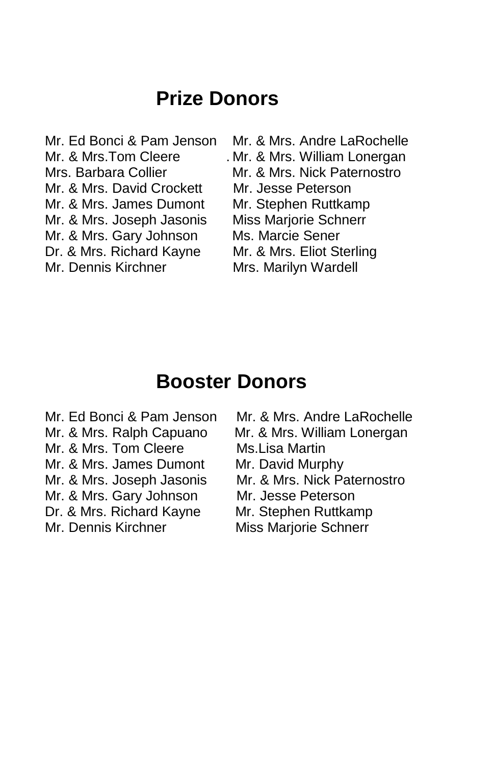# Prize Donors

Mr. Ed Bonci & Pam Jenson
Mr. & Mrs.Tom Cleere
Mrs. Barbara Collier
Mr. & Mrs. David Crockett
Mr. & Mrs. James Dumont
Mr. & Mrs. Joseph Jasonis
Mr. & Mrs. Gary Johnson
Dr. & Mrs. Richard Kayne
Mr. Dennis Kirchner
Mr. & Mrs. Andre LaRochelle
Mr. & Mrs. William Lonergan
Mr. & Mrs. Nick Paternostro
Mr. Jesse Peterson
Mr. Stephen Ruttkamp
Miss Marjorie Schnerr
Ms. Marcie Sener
Mr. & Mrs. Eliot Sterling
Mrs. Marilyn Wardell

# Booster Donors

Mr. Ed Bonci & Pam Jenson
Mr. & Mrs. Ralph Capuano
Mr. & Mrs. Tom Cleere
Mr. & Mrs. James Dumont
Mr. & Mrs. Joseph Jasonis
Mr. & Mrs. Gary Johnson
Dr. & Mrs. Richard Kayne
Mr. Dennis Kirchner
Mr. & Mrs. Andre LaRochelle
Mr. & Mrs. William Lonergan
Ms.Lisa Martin
Mr. David Murphy
Mr. & Mrs. Nick Paternostro
Mr. Jesse Peterson
Mr. Stephen Ruttkamp
Miss Marjorie Schnerr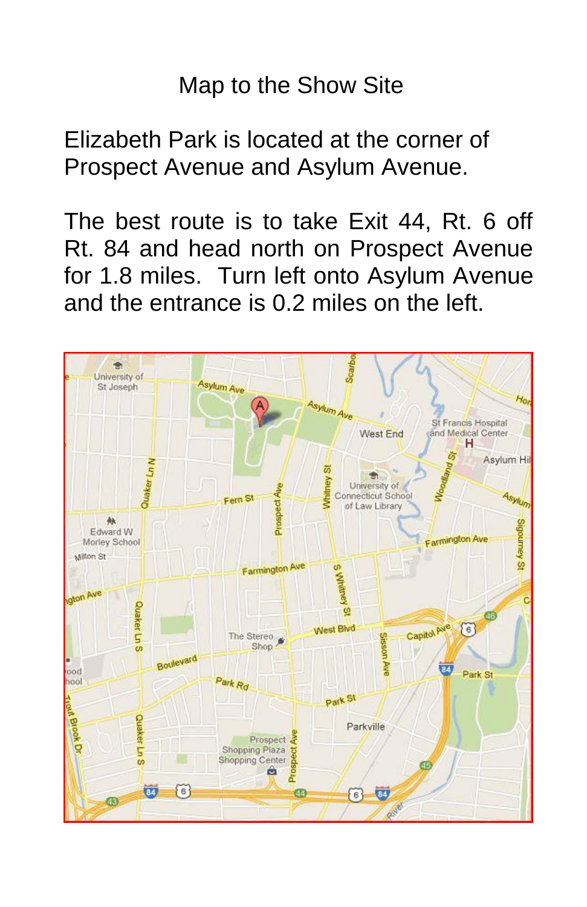# Map to the Show Site

Elizabeth Park is located at the corner of Prospect Avenue and Asylum Avenue.

The best route is to take Exit 44, Rt. 6 off Rt. 84 and head north on Prospect Avenue for 1.8 miles. Turn left onto Asylum Avenue and the entrance is 0.2 miles on the left.